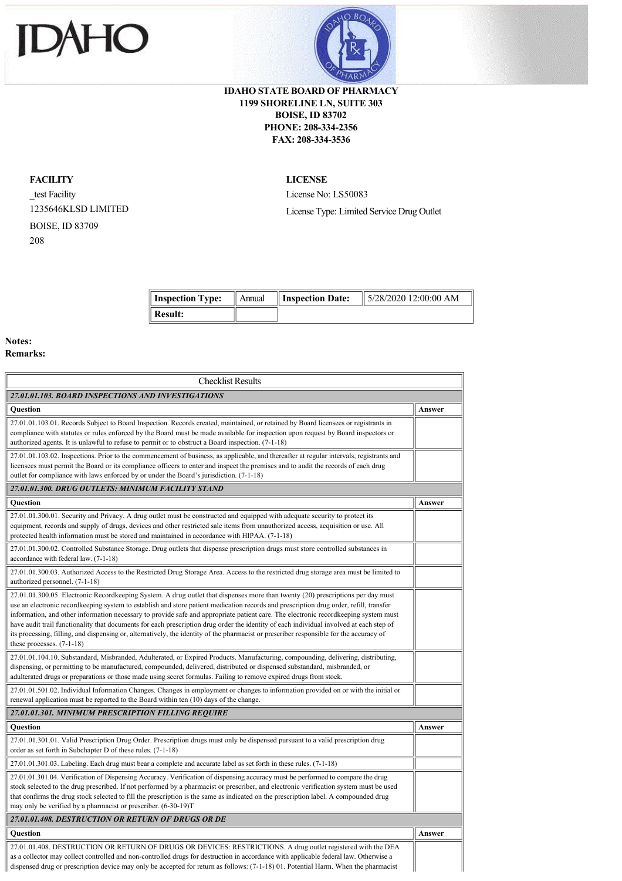IDAHO

**IDAHO STATE BOARD OF PHARMACY**
**1199 SHORELINE LN, SUITE 303**
**BOISE, ID 83702**
**PHONE: 208-334-2356**
**FAX: 208-334-3536**

**FACILITY**

_test Facility
1235646KLSD LIMITED
BOISE, ID 83709
208

**LICENSE**

License No: LS50083
License Type: Limited Service Drug Outlet

| **Inspection Type:** | Annual | **Inspection Date:** | 5/28/2020 12:00:00 AM |
|---|---|---|---|
| **Result:** | | | |

**Notes:**
**Remarks:**

| Checklist Results | |
|---|---|
| ***27.01.01.103. BOARD INSPECTIONS AND INVESTIGATIONS*** | |
| **Question** | **Answer** |
| 27.01.01.103.01. Records Subject to Board Inspection. Records created, maintained, or retained by Board licensees or registrants in compliance with statutes or rules enforced by the Board must be made available for inspection upon request by Board inspectors or authorized agents. It is unlawful to refuse to permit or to obstruct a Board inspection. (7-1-18) | |
| 27.01.01.103.02. Inspections. Prior to the commencement of business, as applicable, and thereafter at regular intervals, registrants and licensees must permit the Board or its compliance officers to enter and inspect the premises and to audit the records of each drug outlet for compliance with laws enforced by or under the Board's jurisdiction. (7-1-18) | |
| ***27.01.01.300. DRUG OUTLETS: MINIMUM FACILITY STAND*** | |
| **Question** | **Answer** |
| 27.01.01.300.01. Security and Privacy. A drug outlet must be constructed and equipped with adequate security to protect its equipment, records and supply of drugs, devices and other restricted sale items from unauthorized access, acquisition or use. All protected health information must be stored and maintained in accordance with HIPAA. (7-1-18) | |
| 27.01.01.300.02. Controlled Substance Storage. Drug outlets that dispense prescription drugs must store controlled substances in accordance with federal law. (7-1-18) | |
| 27.01.01.300.03. Authorized Access to the Restricted Drug Storage Area. Access to the restricted drug storage area must be limited to authorized personnel. (7-1-18) | |
| 27.01.01.300.05. Electronic Recordkeeping System. A drug outlet that dispenses more than twenty (20) prescriptions per day must use an electronic recordkeeping system to establish and store patient medication records and prescription drug order, refill, transfer information, and other information necessary to provide safe and appropriate patient care. The electronic recordkeeping system must have audit trail functionality that documents for each prescription drug order the identity of each individual involved at each step of its processing, filling, and dispensing or, alternatively, the identity of the pharmacist or prescriber responsible for the accuracy of these processes. (7-1-18) | |
| 27.01.01.104.10. Substandard, Misbranded, Adulterated, or Expired Products. Manufacturing, compounding, delivering, distributing, dispensing, or permitting to be manufactured, compounded, delivered, distributed or dispensed substandard, misbranded, or adulterated drugs or preparations or those made using secret formulas. Failing to remove expired drugs from stock. | |
| 27.01.01.501.02. Individual Information Changes. Changes in employment or changes to information provided on or with the initial or renewal application must be reported to the Board within ten (10) days of the change. | |
| ***27.01.01.301. MINIMUM PRESCRIPTION FILLING REQUIRE*** | |
| **Question** | **Answer** |
| 27.01.01.301.01. Valid Prescription Drug Order. Prescription drugs must only be dispensed pursuant to a valid prescription drug order as set forth in Subchapter D of these rules. (7-1-18) | |
| 27.01.01.301.03. Labeling. Each drug must bear a complete and accurate label as set forth in these rules. (7-1-18) | |
| 27.01.01.301.04. Verification of Dispensing Accuracy. Verification of dispensing accuracy must be performed to compare the drug stock selected to the drug prescribed. If not performed by a pharmacist or prescriber, and electronic verification system must be used that confirms the drug stock selected to fill the prescription is the same as indicated on the prescription label. A compounded drug may only be verified by a pharmacist or prescriber. (6-30-19)T | |
| ***27.01.01.408. DESTRUCTION OR RETURN OF DRUGS OR DE*** | |
| **Question** | **Answer** |
| 27.01.01.408. DESTRUCTION OR RETURN OF DRUGS OR DEVICES: RESTRICTIONS. A drug outlet registered with the DEA as a collector may collect controlled and non-controlled drugs for destruction in accordance with applicable federal law. Otherwise a dispensed drug or prescription device may only be accepted for return as follows: (7-1-18) 01. Potential Harm. When the pharmacist | |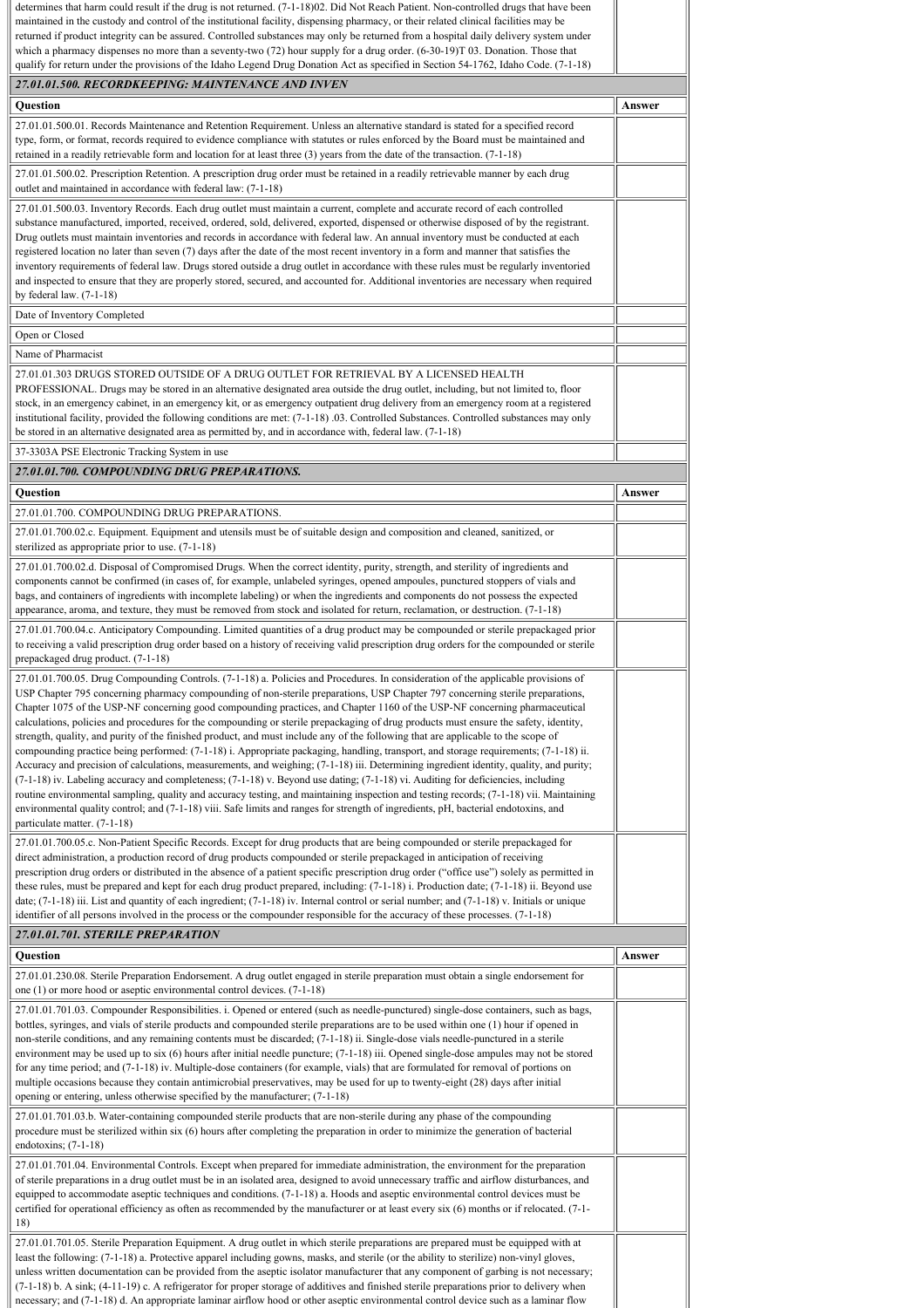determines that harm could result if the drug is not returned. (7-1-18)02. Did Not Reach Patient. Non-controlled drugs that have been maintained in the custody and control of the institutional facility, dispensing pharmacy, or their related clinical facilities may be returned if product integrity can be assured. Controlled substances may only be returned from a hospital daily delivery system under which a pharmacy dispenses no more than a seventy-two (72) hour supply for a drug order. (6-30-19)T 03. Donation. Those that qualify for return under the provisions of the Idaho Legend Drug Donation Act as specified in Section 54-1762, Idaho Code. (7-1-18)

## 27.01.01.500. RECORDKEEPING: MAINTENANCE AND INVEN

| Question | Answer |
|---|---|
| 27.01.01.500.01. Records Maintenance and Retention Requirement. Unless an alternative standard is stated for a specified record type, form, or format, records required to evidence compliance with statutes or rules enforced by the Board must be maintained and retained in a readily retrievable form and location for at least three (3) years from the date of the transaction. (7-1-18) | |
| 27.01.01.500.02. Prescription Retention. A prescription drug order must be retained in a readily retrievable manner by each drug outlet and maintained in accordance with federal law: (7-1-18) | |
| 27.01.01.500.03. Inventory Records. Each drug outlet must maintain a current, complete and accurate record of each controlled substance manufactured, imported, received, ordered, sold, delivered, exported, dispensed or otherwise disposed of by the registrant. Drug outlets must maintain inventories and records in accordance with federal law. An annual inventory must be conducted at each registered location no later than seven (7) days after the date of the most recent inventory in a form and manner that satisfies the inventory requirements of federal law. Drugs stored outside a drug outlet in accordance with these rules must be regularly inventoried and inspected to ensure that they are properly stored, secured, and accounted for. Additional inventories are necessary when required by federal law. (7-1-18) | |
| Date of Inventory Completed | |
| Open or Closed | |
| Name of Pharmacist | |
| 27.01.01.303 DRUGS STORED OUTSIDE OF A DRUG OUTLET FOR RETRIEVAL BY A LICENSED HEALTH PROFESSIONAL. Drugs may be stored in an alternative designated area outside the drug outlet, including, but not limited to, floor stock, in an emergency cabinet, in an emergency kit, or as emergency outpatient drug delivery from an emergency room at a registered institutional facility, provided the following conditions are met: (7-1-18) .03. Controlled Substances. Controlled substances may only be stored in an alternative designated area as permitted by, and in accordance with, federal law. (7-1-18) | |
| 37-3303A PSE Electronic Tracking System in use | |

## 27.01.01.700. COMPOUNDING DRUG PREPARATIONS.

| Question | Answer |
|---|---|
| 27.01.01.700. COMPOUNDING DRUG PREPARATIONS. | |
| 27.01.01.700.02.c. Equipment. Equipment and utensils must be of suitable design and composition and cleaned, sanitized, or sterilized as appropriate prior to use. (7-1-18) | |
| 27.01.01.700.02.d. Disposal of Compromised Drugs. When the correct identity, purity, strength, and sterility of ingredients and components cannot be confirmed (in cases of, for example, unlabeled syringes, opened ampoules, punctured stoppers of vials and bags, and containers of ingredients with incomplete labeling) or when the ingredients and components do not possess the expected appearance, aroma, and texture, they must be removed from stock and isolated for return, reclamation, or destruction. (7-1-18) | |
| 27.01.01.700.04.c. Anticipatory Compounding. Limited quantities of a drug product may be compounded or sterile prepackaged prior to receiving a valid prescription drug order based on a history of receiving valid prescription drug orders for the compounded or sterile prepackaged drug product. (7-1-18) | |
| 27.01.01.700.05. Drug Compounding Controls. (7-1-18) a. Policies and Procedures. In consideration of the applicable provisions of USP Chapter 795 concerning pharmacy compounding of non-sterile preparations, USP Chapter 797 concerning sterile preparations, Chapter 1075 of the USP-NF concerning good compounding practices, and Chapter 1160 of the USP-NF concerning pharmaceutical calculations, policies and procedures for the compounding or sterile prepackaging of drug products must ensure the safety, identity, strength, quality, and purity of the finished product, and must include any of the following that are applicable to the scope of compounding practice being performed: (7-1-18) i. Appropriate packaging, handling, transport, and storage requirements; (7-1-18) ii. Accuracy and precision of calculations, measurements, and weighing; (7-1-18) iii. Determining ingredient identity, quality, and purity; (7-1-18) iv. Labeling accuracy and completeness; (7-1-18) v. Beyond use dating; (7-1-18) vi. Auditing for deficiencies, including routine environmental sampling, quality and accuracy testing, and maintaining inspection and testing records; (7-1-18) vii. Maintaining environmental quality control; and (7-1-18) viii. Safe limits and ranges for strength of ingredients, pH, bacterial endotoxins, and particulate matter. (7-1-18) | |
| 27.01.01.700.05.c. Non-Patient Specific Records. Except for drug products that are being compounded or sterile prepackaged for direct administration, a production record of drug products compounded or sterile prepackaged in anticipation of receiving prescription drug orders or distributed in the absence of a patient specific prescription drug order ("office use") solely as permitted in these rules, must be prepared and kept for each drug product prepared, including: (7-1-18) i. Production date; (7-1-18) ii. Beyond use date; (7-1-18) iii. List and quantity of each ingredient; (7-1-18) iv. Internal control or serial number; and (7-1-18) v. Initials or unique identifier of all persons involved in the process or the compounder responsible for the accuracy of these processes. (7-1-18) | |

## 27.01.01.701. STERILE PREPARATION

| Question | Answer |
|---|---|
| 27.01.01.230.08. Sterile Preparation Endorsement. A drug outlet engaged in sterile preparation must obtain a single endorsement for one (1) or more hood or aseptic environmental control devices. (7-1-18) | |
| 27.01.01.701.03. Compounder Responsibilities. i. Opened or entered (such as needle-punctured) single-dose containers, such as bags, bottles, syringes, and vials of sterile products and compounded sterile preparations are to be used within one (1) hour if opened in non-sterile conditions, and any remaining contents must be discarded; (7-1-18) ii. Single-dose vials needle-punctured in a sterile environment may be used up to six (6) hours after initial needle puncture; (7-1-18) iii. Opened single-dose ampules may not be stored for any time period; and (7-1-18) iv. Multiple-dose containers (for example, vials) that are formulated for removal of portions on multiple occasions because they contain antimicrobial preservatives, may be used for up to twenty-eight (28) days after initial opening or entering, unless otherwise specified by the manufacturer; (7-1-18) | |
| 27.01.01.701.03.b. Water-containing compounded sterile products that are non-sterile during any phase of the compounding procedure must be sterilized within six (6) hours after completing the preparation in order to minimize the generation of bacterial endotoxins; (7-1-18) | |
| 27.01.01.701.04. Environmental Controls. Except when prepared for immediate administration, the environment for the preparation of sterile preparations in a drug outlet must be in an isolated area, designed to avoid unnecessary traffic and airflow disturbances, and equipped to accommodate aseptic techniques and conditions. (7-1-18) a. Hoods and aseptic environmental control devices must be certified for operational efficiency as often as recommended by the manufacturer or at least every six (6) months or if relocated. (7-1-18) | |
| 27.01.01.701.05. Sterile Preparation Equipment. A drug outlet in which sterile preparations are prepared must be equipped with at least the following: (7-1-18) a. Protective apparel including gowns, masks, and sterile (or the ability to sterilize) non-vinyl gloves, unless written documentation can be provided from the aseptic isolator manufacturer that any component of garbing is not necessary; (7-1-18) b. A sink; (4-11-19) c. A refrigerator for proper storage of additives and finished sterile preparations prior to delivery when necessary; and (7-1-18) d. An appropriate laminar airflow hood or other aseptic environmental control device such as a laminar flow | |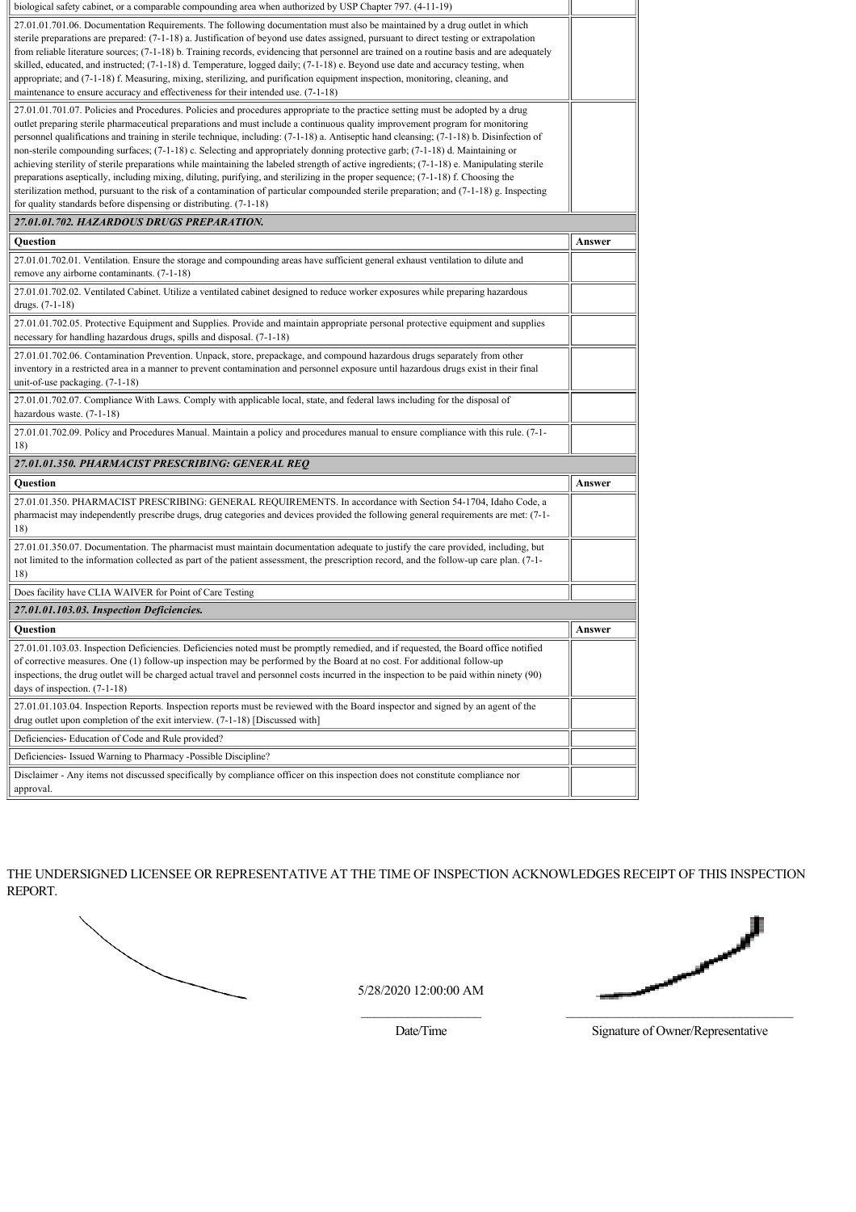| | |
|---|---|
| biological safety cabinet, or a comparable compounding area when authorized by USP Chapter 797. (4-11-19) | |
| 27.01.01.701.06. Documentation Requirements. The following documentation must also be maintained by a drug outlet in which sterile preparations are prepared: (7-1-18) a. Justification of beyond use dates assigned, pursuant to direct testing or extrapolation from reliable literature sources; (7-1-18) b. Training records, evidencing that personnel are trained on a routine basis and are adequately skilled, educated, and instructed; (7-1-18) d. Temperature, logged daily; (7-1-18) e. Beyond use date and accuracy testing, when appropriate; and (7-1-18) f. Measuring, mixing, sterilizing, and purification equipment inspection, monitoring, cleaning, and maintenance to ensure accuracy and effectiveness for their intended use. (7-1-18) | |
| 27.01.01.701.07. Policies and Procedures. Policies and procedures appropriate to the practice setting must be adopted by a drug outlet preparing sterile pharmaceutical preparations and must include a continuous quality improvement program for monitoring personnel qualifications and training in sterile technique, including: (7-1-18) a. Antiseptic hand cleansing; (7-1-18) b. Disinfection of non-sterile compounding surfaces; (7-1-18) c. Selecting and appropriately donning protective garb; (7-1-18) d. Maintaining or achieving sterility of sterile preparations while maintaining the labeled strength of active ingredients; (7-1-18) e. Manipulating sterile preparations aseptically, including mixing, diluting, purifying, and sterilizing in the proper sequence; (7-1-18) f. Choosing the sterilization method, pursuant to the risk of a contamination of particular compounded sterile preparation; and (7-1-18) g. Inspecting for quality standards before dispensing or distributing. (7-1-18) | |
| ***27.01.01.702. HAZARDOUS DRUGS PREPARATION.*** | |
| **Question** | **Answer** |
| 27.01.01.702.01. Ventilation. Ensure the storage and compounding areas have sufficient general exhaust ventilation to dilute and remove any airborne contaminants. (7-1-18) | |
| 27.01.01.702.02. Ventilated Cabinet. Utilize a ventilated cabinet designed to reduce worker exposures while preparing hazardous drugs. (7-1-18) | |
| 27.01.01.702.05. Protective Equipment and Supplies. Provide and maintain appropriate personal protective equipment and supplies necessary for handling hazardous drugs, spills and disposal. (7-1-18) | |
| 27.01.01.702.06. Contamination Prevention. Unpack, store, prepackage, and compound hazardous drugs separately from other inventory in a restricted area in a manner to prevent contamination and personnel exposure until hazardous drugs exist in their final unit-of-use packaging. (7-1-18) | |
| 27.01.01.702.07. Compliance With Laws. Comply with applicable local, state, and federal laws including for the disposal of hazardous waste. (7-1-18) | |
| 27.01.01.702.09. Policy and Procedures Manual. Maintain a policy and procedures manual to ensure compliance with this rule. (7-1-18) | |
| ***27.01.01.350. PHARMACIST PRESCRIBING: GENERAL REQ*** | |
| **Question** | **Answer** |
| 27.01.01.350. PHARMACIST PRESCRIBING: GENERAL REQUIREMENTS. In accordance with Section 54-1704, Idaho Code, a pharmacist may independently prescribe drugs, drug categories and devices provided the following general requirements are met: (7-1-18) | |
| 27.01.01.350.07. Documentation. The pharmacist must maintain documentation adequate to justify the care provided, including, but not limited to the information collected as part of the patient assessment, the prescription record, and the follow-up care plan. (7-1-18) | |
| Does facility have CLIA WAIVER for Point of Care Testing | |
| ***27.01.01.103.03. Inspection Deficiencies.*** | |
| **Question** | **Answer** |
| 27.01.01.103.03. Inspection Deficiencies. Deficiencies noted must be promptly remedied, and if requested, the Board office notified of corrective measures. One (1) follow-up inspection may be performed by the Board at no cost. For additional follow-up inspections, the drug outlet will be charged actual travel and personnel costs incurred in the inspection to be paid within ninety (90) days of inspection. (7-1-18) | |
| 27.01.01.103.04. Inspection Reports. Inspection reports must be reviewed with the Board inspector and signed by an agent of the drug outlet upon completion of the exit interview. (7-1-18) [Discussed with] | |
| Deficiencies- Education of Code and Rule provided? | |
| Deficiencies- Issued Warning to Pharmacy -Possible Discipline? | |
| Disclaimer - Any items not discussed specifically by compliance officer on this inspection does not constitute compliance nor approval. | |

THE UNDERSIGNED LICENSEE OR REPRESENTATIVE AT THE TIME OF INSPECTION ACKNOWLEDGES RECEIPT OF THIS INSPECTION REPORT.

5/28/2020 12:00:00 AM

Date/Time

Signature of Owner/Representative